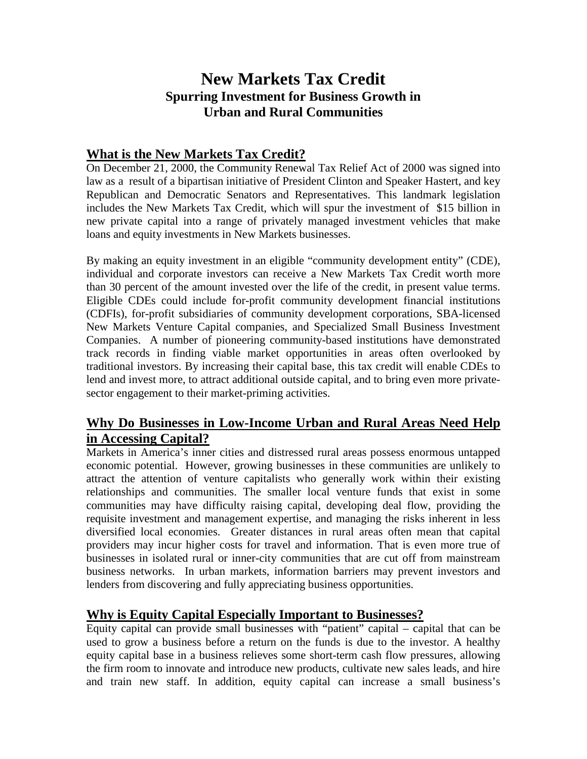# New Markets Tax Credit

## Spurring Investment for Business Growth in Urban and Rural Communities

### What is the New Markets Tax Credit?

On December 21, 2000, the Community Renewal Tax Relief Act of 2000 was signed into law as a result of a bipartisan initiative of President Clinton and Speaker Hastert, and key Republican and Democratic Senators and Representatives. This landmark legislation includes the New Markets Tax Credit, which will spur the investment of $15 billion in new private capital into a range of privately managed investment vehicles that make loans and equity investments in New Markets businesses.

By making an equity investment in an eligible "community development entity" (CDE), individual and corporate investors can receive a New Markets Tax Credit worth more than 30 percent of the amount invested over the life of the credit, in present value terms. Eligible CDEs could include for-profit community development financial institutions (CDFIs), for-profit subsidiaries of community development corporations, SBA-licensed New Markets Venture Capital companies, and Specialized Small Business Investment Companies. A number of pioneering community-based institutions have demonstrated track records in finding viable market opportunities in areas often overlooked by traditional investors. By increasing their capital base, this tax credit will enable CDEs to lend and invest more, to attract additional outside capital, and to bring even more private-sector engagement to their market-priming activities.

### Why Do Businesses in Low-Income Urban and Rural Areas Need Help in Accessing Capital?

Markets in America's inner cities and distressed rural areas possess enormous untapped economic potential. However, growing businesses in these communities are unlikely to attract the attention of venture capitalists who generally work within their existing relationships and communities. The smaller local venture funds that exist in some communities may have difficulty raising capital, developing deal flow, providing the requisite investment and management expertise, and managing the risks inherent in less diversified local economies. Greater distances in rural areas often mean that capital providers may incur higher costs for travel and information. That is even more true of businesses in isolated rural or inner-city communities that are cut off from mainstream business networks. In urban markets, information barriers may prevent investors and lenders from discovering and fully appreciating business opportunities.

### Why is Equity Capital Especially Important to Businesses?

Equity capital can provide small businesses with "patient" capital – capital that can be used to grow a business before a return on the funds is due to the investor. A healthy equity capital base in a business relieves some short-term cash flow pressures, allowing the firm room to innovate and introduce new products, cultivate new sales leads, and hire and train new staff. In addition, equity capital can increase a small business's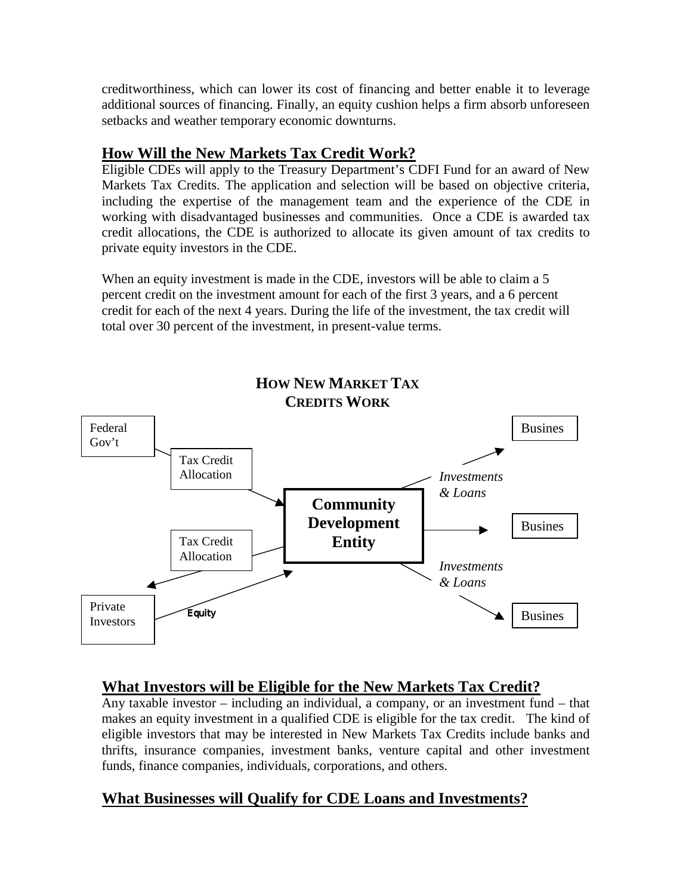creditworthiness, which can lower its cost of financing and better enable it to leverage additional sources of financing. Finally, an equity cushion helps a firm absorb unforeseen setbacks and weather temporary economic downturns.

## How Will the New Markets Tax Credit Work?

Eligible CDEs will apply to the Treasury Department's CDFI Fund for an award of New Markets Tax Credits. The application and selection will be based on objective criteria, including the expertise of the management team and the experience of the CDE in working with disadvantaged businesses and communities. Once a CDE is awarded tax credit allocations, the CDE is authorized to allocate its given amount of tax credits to private equity investors in the CDE.

When an equity investment is made in the CDE, investors will be able to claim a 5 percent credit on the investment amount for each of the first 3 years, and a 6 percent credit for each of the next 4 years. During the life of the investment, the tax credit will total over 30 percent of the investment, in present-value terms.

**HOW NEW MARKET TAX CREDITS WORK**

Federal Gov't

Tax Credit Allocation

Community Development Entity

Tax Credit Allocation

Private Investors

Equity

*Investments & Loans*

*Investments & Loans*

Busines

Busines

Busines

## What Investors will be Eligible for the New Markets Tax Credit?

Any taxable investor – including an individual, a company, or an investment fund – that makes an equity investment in a qualified CDE is eligible for the tax credit. The kind of eligible investors that may be interested in New Markets Tax Credits include banks and thrifts, insurance companies, investment banks, venture capital and other investment funds, finance companies, individuals, corporations, and others.

## What Businesses will Qualify for CDE Loans and Investments?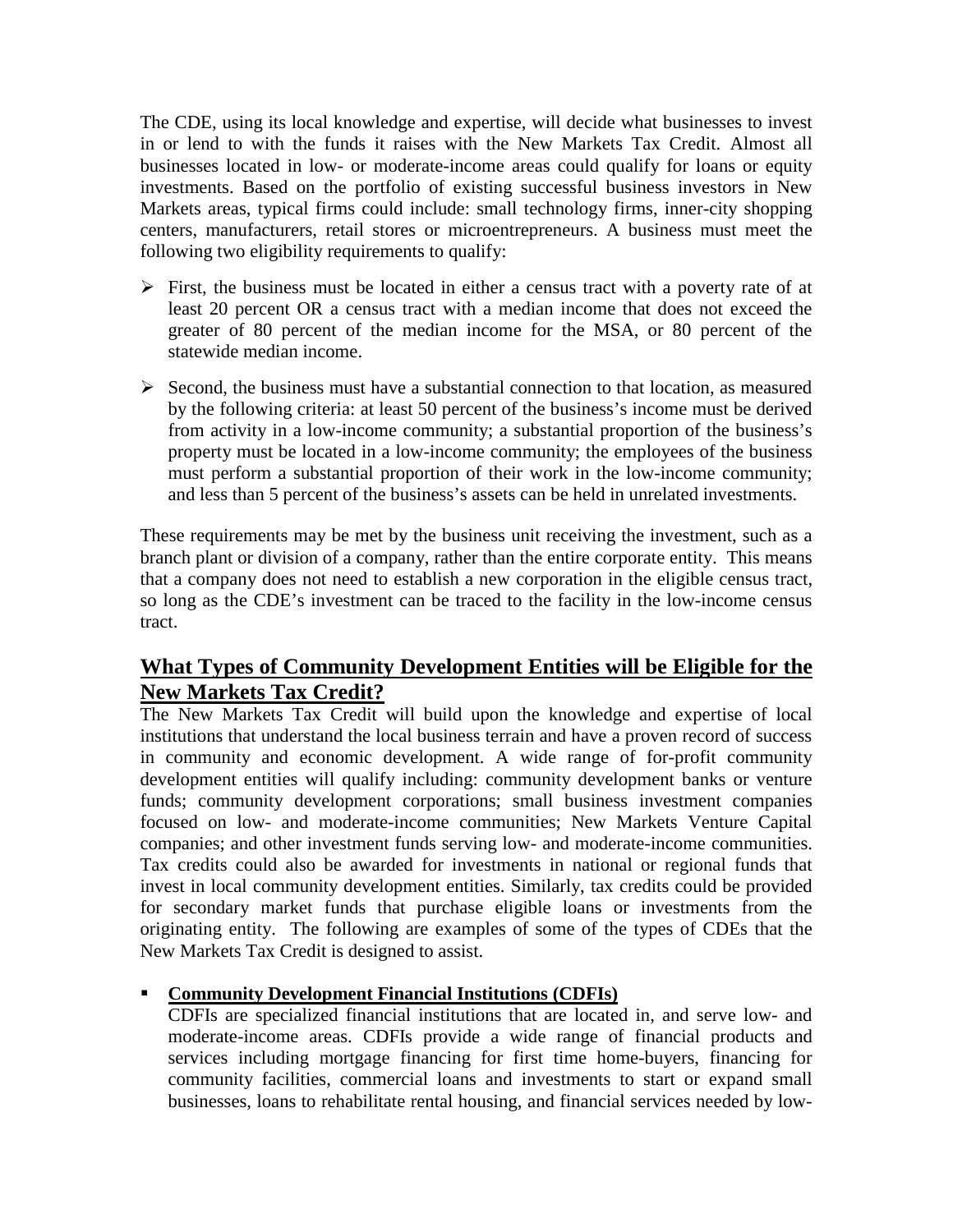The CDE, using its local knowledge and expertise, will decide what businesses to invest in or lend to with the funds it raises with the New Markets Tax Credit. Almost all businesses located in low- or moderate-income areas could qualify for loans or equity investments. Based on the portfolio of existing successful business investors in New Markets areas, typical firms could include: small technology firms, inner-city shopping centers, manufacturers, retail stores or microentrepreneurs. A business must meet the following two eligibility requirements to qualify:

- First, the business must be located in either a census tract with a poverty rate of at least 20 percent OR a census tract with a median income that does not exceed the greater of 80 percent of the median income for the MSA, or 80 percent of the statewide median income.
- Second, the business must have a substantial connection to that location, as measured by the following criteria: at least 50 percent of the business's income must be derived from activity in a low-income community; a substantial proportion of the business's property must be located in a low-income community; the employees of the business must perform a substantial proportion of their work in the low-income community; and less than 5 percent of the business's assets can be held in unrelated investments.

These requirements may be met by the business unit receiving the investment, such as a branch plant or division of a company, rather than the entire corporate entity. This means that a company does not need to establish a new corporation in the eligible census tract, so long as the CDE's investment can be traced to the facility in the low-income census tract.

## What Types of Community Development Entities will be Eligible for the New Markets Tax Credit?

The New Markets Tax Credit will build upon the knowledge and expertise of local institutions that understand the local business terrain and have a proven record of success in community and economic development. A wide range of for-profit community development entities will qualify including: community development banks or venture funds; community development corporations; small business investment companies focused on low- and moderate-income communities; New Markets Venture Capital companies; and other investment funds serving low- and moderate-income communities. Tax credits could also be awarded for investments in national or regional funds that invest in local community development entities. Similarly, tax credits could be provided for secondary market funds that purchase eligible loans or investments from the originating entity. The following are examples of some of the types of CDEs that the New Markets Tax Credit is designed to assist.

- **Community Development Financial Institutions (CDFIs)**
  CDFIs are specialized financial institutions that are located in, and serve low- and moderate-income areas. CDFIs provide a wide range of financial products and services including mortgage financing for first time home-buyers, financing for community facilities, commercial loans and investments to start or expand small businesses, loans to rehabilitate rental housing, and financial services needed by low-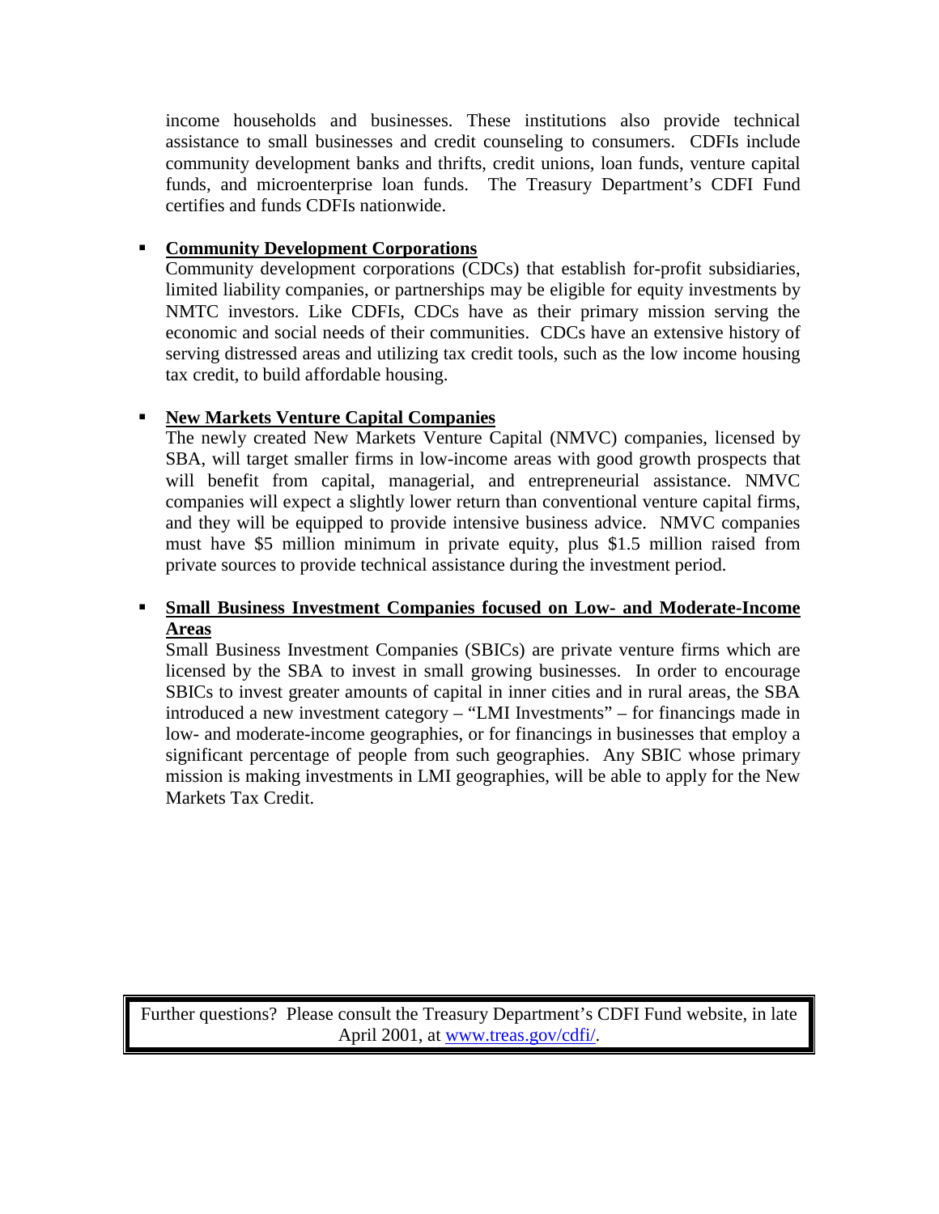income households and businesses. These institutions also provide technical assistance to small businesses and credit counseling to consumers. CDFIs include community development banks and thrifts, credit unions, loan funds, venture capital funds, and microenterprise loan funds. The Treasury Department's CDFI Fund certifies and funds CDFIs nationwide.

- **Community Development Corporations**
  Community development corporations (CDCs) that establish for-profit subsidiaries, limited liability companies, or partnerships may be eligible for equity investments by NMTC investors. Like CDFIs, CDCs have as their primary mission serving the economic and social needs of their communities. CDCs have an extensive history of serving distressed areas and utilizing tax credit tools, such as the low income housing tax credit, to build affordable housing.

- **New Markets Venture Capital Companies**
  The newly created New Markets Venture Capital (NMVC) companies, licensed by SBA, will target smaller firms in low-income areas with good growth prospects that will benefit from capital, managerial, and entrepreneurial assistance. NMVC companies will expect a slightly lower return than conventional venture capital firms, and they will be equipped to provide intensive business advice. NMVC companies must have $5 million minimum in private equity, plus $1.5 million raised from private sources to provide technical assistance during the investment period.

- **Small Business Investment Companies focused on Low- and Moderate-Income Areas**
  Small Business Investment Companies (SBICs) are private venture firms which are licensed by the SBA to invest in small growing businesses. In order to encourage SBICs to invest greater amounts of capital in inner cities and in rural areas, the SBA introduced a new investment category – "LMI Investments" – for financings made in low- and moderate-income geographies, or for financings in businesses that employ a significant percentage of people from such geographies. Any SBIC whose primary mission is making investments in LMI geographies, will be able to apply for the New Markets Tax Credit.

Further questions? Please consult the Treasury Department's CDFI Fund website, in late April 2001, at [www.treas.gov/cdfi/](www.treas.gov/cdfi/).